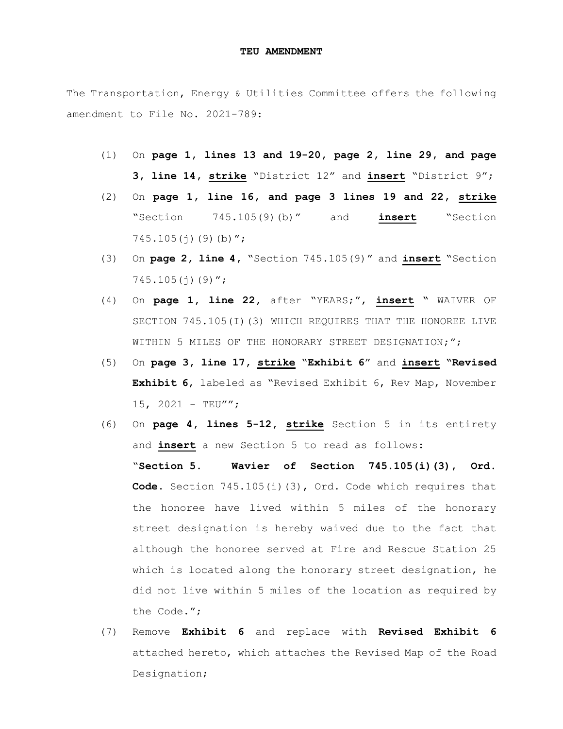**TEU AMENDMENT**

The Transportation, Energy & Utilities Committee offers the following amendment to File No. 2021-789:

(1) On **page 1, lines 13 and 19-20, page 2, line 29, and page 3, line 14**, **strike** "District 12" and **insert** "District 9";

(2) On **page 1, line 16, and page 3 lines 19 and 22**, **strike** "Section 745.105(9)(b)" and **insert** "Section 745.105(j)(9)(b)";

(3) On **page 2, line 4**, "Section 745.105(9)" and **insert** "Section 745.105(j)(9)";

(4) On **page 1, line 22**, after "YEARS;", **insert** " WAIVER OF SECTION 745.105(I)(3) WHICH REQUIRES THAT THE HONOREE LIVE WITHIN 5 MILES OF THE HONORARY STREET DESIGNATION;";

(5) On **page 3, line 17**, **strike** "**Exhibit 6**" and **insert** "**Revised Exhibit 6**, labeled as "Revised Exhibit 6, Rev Map, November 15, 2021 - TEU"";

(6) On **page 4, lines 5-12**, **strike** Section 5 in its entirety and **insert** a new Section 5 to read as follows:

"**Section 5. Wavier of Section 745.105(i)(3), Ord. Code.** Section 745.105(i)(3), Ord. Code which requires that the honoree have lived within 5 miles of the honorary street designation is hereby waived due to the fact that although the honoree served at Fire and Rescue Station 25 which is located along the honorary street designation, he did not live within 5 miles of the location as required by the Code.";

(7) Remove **Exhibit 6** and replace with **Revised Exhibit 6** attached hereto, which attaches the Revised Map of the Road Designation;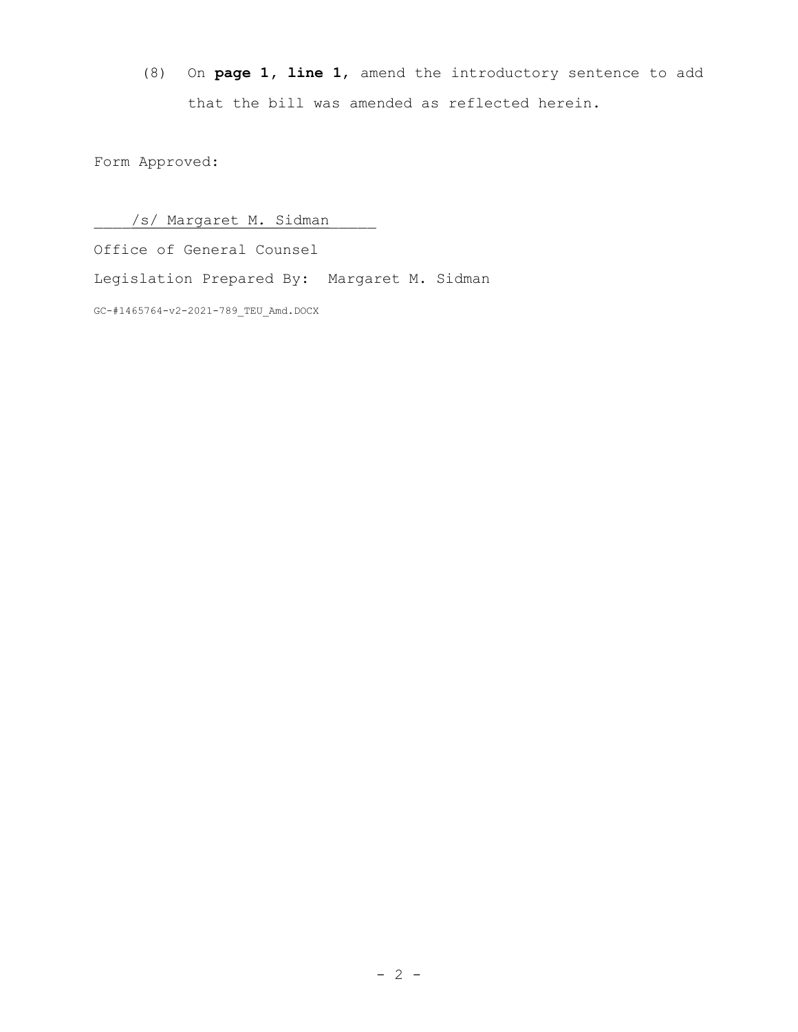(8) On **page 1, line 1,** amend the introductory sentence to add that the bill was amended as reflected herein.

Form Approved:

____/s/ Margaret M. Sidman_____

Office of General Counsel

Legislation Prepared By: Margaret M. Sidman

GC-#1465764-v2-2021-789_TEU_Amd.DOCX